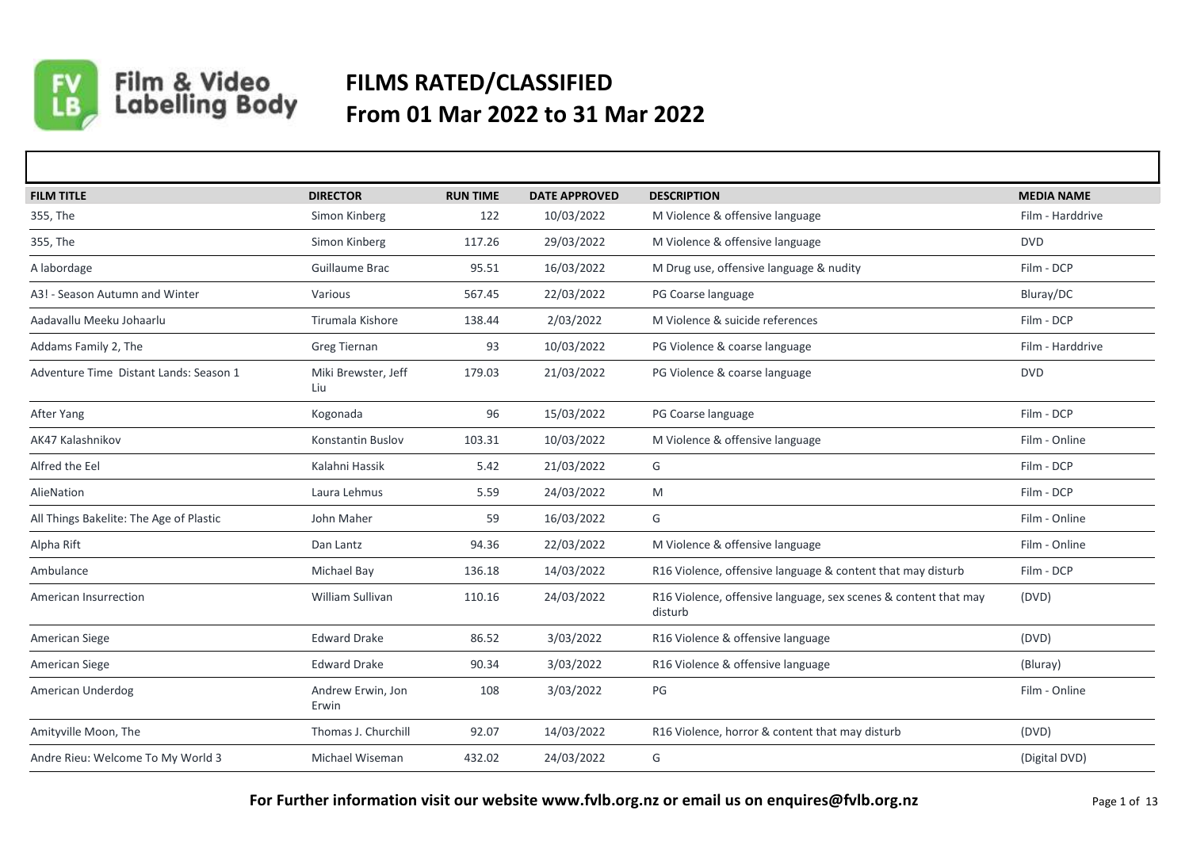Film & Video Labelling Body

# FILMS RATED/CLASSIFIED
# From 01 Mar 2022 to 31 Mar 2022

| FILM TITLE | DIRECTOR | RUN TIME | DATE APPROVED | DESCRIPTION | MEDIA NAME |
|---|---|---|---|---|---|
| 355, The | Simon Kinberg | 122 | 10/03/2022 | M Violence & offensive language | Film - Harddrive |
| 355, The | Simon Kinberg | 117.26 | 29/03/2022 | M Violence & offensive language | DVD |
| A labordage | Guillaume Brac | 95.51 | 16/03/2022 | M Drug use, offensive language & nudity | Film - DCP |
| A3! - Season Autumn and Winter | Various | 567.45 | 22/03/2022 | PG Coarse language | Bluray/DC |
| Aadavallu Meeku Johaarlu | Tirumala Kishore | 138.44 | 2/03/2022 | M Violence & suicide references | Film - DCP |
| Addams Family 2, The | Greg Tiernan | 93 | 10/03/2022 | PG Violence & coarse language | Film - Harddrive |
| Adventure Time  Distant Lands: Season 1 | Miki Brewster, Jeff Liu | 179.03 | 21/03/2022 | PG Violence & coarse language | DVD |
| After Yang | Kogonada | 96 | 15/03/2022 | PG Coarse language | Film - DCP |
| AK47 Kalashnikov | Konstantin Buslov | 103.31 | 10/03/2022 | M Violence & offensive language | Film - Online |
| Alfred the Eel | Kalahni Hassik | 5.42 | 21/03/2022 | G | Film - DCP |
| AlieNation | Laura Lehmus | 5.59 | 24/03/2022 | M | Film - DCP |
| All Things Bakelite: The Age of Plastic | John Maher | 59 | 16/03/2022 | G | Film - Online |
| Alpha Rift | Dan Lantz | 94.36 | 22/03/2022 | M Violence & offensive language | Film - Online |
| Ambulance | Michael Bay | 136.18 | 14/03/2022 | R16 Violence, offensive language & content that may disturb | Film - DCP |
| American Insurrection | William Sullivan | 110.16 | 24/03/2022 | R16 Violence, offensive language, sex scenes & content that may disturb | (DVD) |
| American Siege | Edward Drake | 86.52 | 3/03/2022 | R16 Violence & offensive language | (DVD) |
| American Siege | Edward Drake | 90.34 | 3/03/2022 | R16 Violence & offensive language | (Bluray) |
| American Underdog | Andrew Erwin, Jon Erwin | 108 | 3/03/2022 | PG | Film - Online |
| Amityville Moon, The | Thomas J. Churchill | 92.07 | 14/03/2022 | R16 Violence, horror & content that may disturb | (DVD) |
| Andre Rieu: Welcome To My World 3 | Michael Wiseman | 432.02 | 24/03/2022 | G | (Digital DVD) |

**For Further information visit our website www.fvlb.org.nz or email us on enquires@fvlb.org.nz**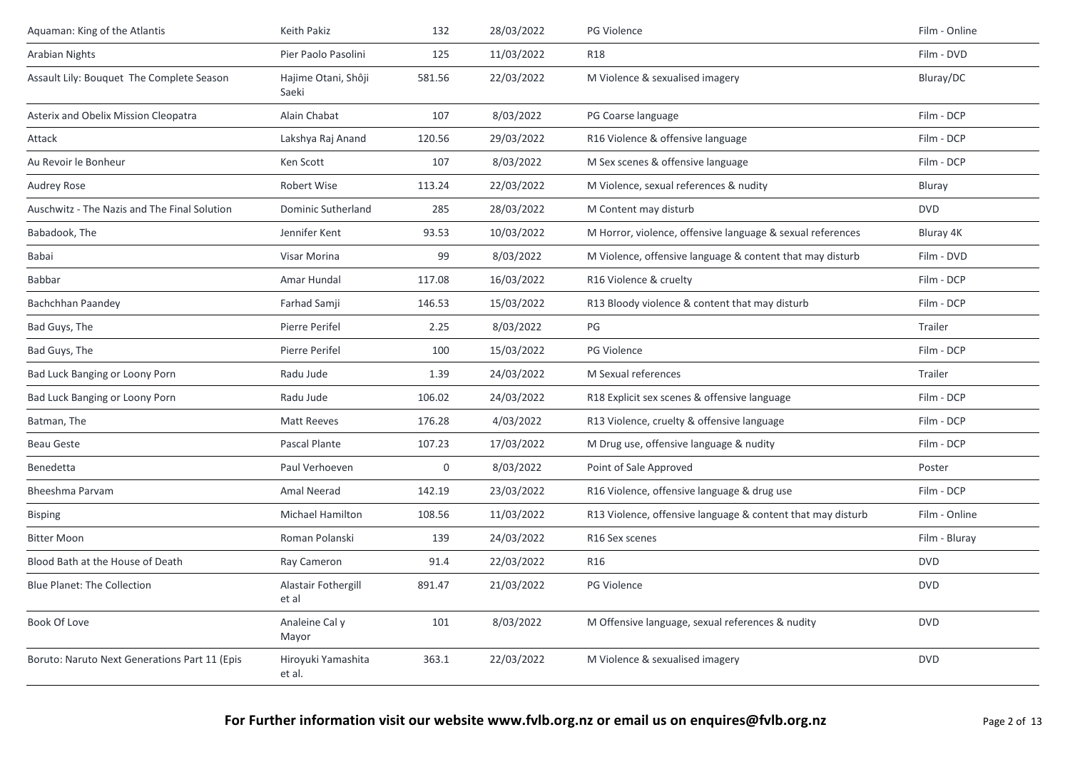| | | | | | |
|---|---|---|---|---|---|
| Aquaman: King of the Atlantis | Keith Pakiz | 132 | 28/03/2022 | PG Violence | Film - Online |
| Arabian Nights | Pier Paolo Pasolini | 125 | 11/03/2022 | R18 | Film - DVD |
| Assault Lily: Bouquet The Complete Season | Hajime Otani, Shôji Saeki | 581.56 | 22/03/2022 | M Violence & sexualised imagery | Bluray/DC |
| Asterix and Obelix Mission Cleopatra | Alain Chabat | 107 | 8/03/2022 | PG Coarse language | Film - DCP |
| Attack | Lakshya Raj Anand | 120.56 | 29/03/2022 | R16 Violence & offensive language | Film - DCP |
| Au Revoir le Bonheur | Ken Scott | 107 | 8/03/2022 | M Sex scenes & offensive language | Film - DCP |
| Audrey Rose | Robert Wise | 113.24 | 22/03/2022 | M Violence, sexual references & nudity | Bluray |
| Auschwitz - The Nazis and The Final Solution | Dominic Sutherland | 285 | 28/03/2022 | M Content may disturb | DVD |
| Babadook, The | Jennifer Kent | 93.53 | 10/03/2022 | M Horror, violence, offensive language & sexual references | Bluray 4K |
| Babai | Visar Morina | 99 | 8/03/2022 | M Violence, offensive language & content that may disturb | Film - DVD |
| Babbar | Amar Hundal | 117.08 | 16/03/2022 | R16 Violence & cruelty | Film - DCP |
| Bachchhan Paandey | Farhad Samji | 146.53 | 15/03/2022 | R13 Bloody violence & content that may disturb | Film - DCP |
| Bad Guys, The | Pierre Perifel | 2.25 | 8/03/2022 | PG | Trailer |
| Bad Guys, The | Pierre Perifel | 100 | 15/03/2022 | PG Violence | Film - DCP |
| Bad Luck Banging or Loony Porn | Radu Jude | 1.39 | 24/03/2022 | M Sexual references | Trailer |
| Bad Luck Banging or Loony Porn | Radu Jude | 106.02 | 24/03/2022 | R18 Explicit sex scenes & offensive language | Film - DCP |
| Batman, The | Matt Reeves | 176.28 | 4/03/2022 | R13 Violence, cruelty & offensive language | Film - DCP |
| Beau Geste | Pascal Plante | 107.23 | 17/03/2022 | M Drug use, offensive language & nudity | Film - DCP |
| Benedetta | Paul Verhoeven | 0 | 8/03/2022 | Point of Sale Approved | Poster |
| Bheeshma Parvam | Amal Neerad | 142.19 | 23/03/2022 | R16 Violence, offensive language & drug use | Film - DCP |
| Bisping | Michael Hamilton | 108.56 | 11/03/2022 | R13 Violence, offensive language & content that may disturb | Film - Online |
| Bitter Moon | Roman Polanski | 139 | 24/03/2022 | R16 Sex scenes | Film - Bluray |
| Blood Bath at the House of Death | Ray Cameron | 91.4 | 22/03/2022 | R16 | DVD |
| Blue Planet: The Collection | Alastair Fothergill et al | 891.47 | 21/03/2022 | PG Violence | DVD |
| Book Of Love | Analeine Cal y Mayor | 101 | 8/03/2022 | M Offensive language, sexual references & nudity | DVD |
| Boruto: Naruto Next Generations Part 11 (Epis | Hiroyuki Yamashita et al. | 363.1 | 22/03/2022 | M Violence & sexualised imagery | DVD |

**For Further information visit our website www.fvlb.org.nz or email us on enquires@fvlb.org.nz**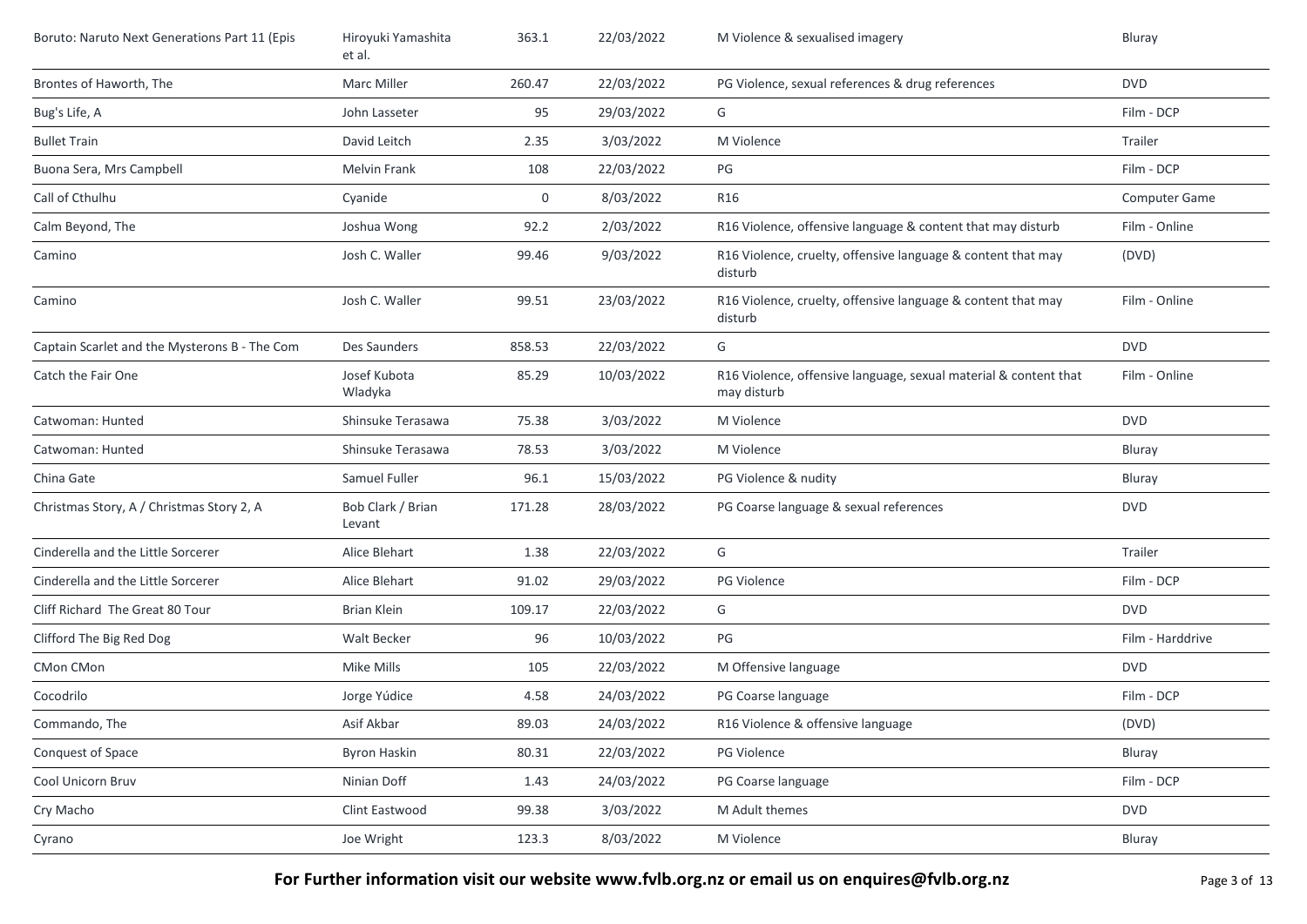| | | | | | |
|---|---|---|---|---|---|
| Boruto: Naruto Next Generations Part 11 (Epis | Hiroyuki Yamashita et al. | 363.1 | 22/03/2022 | M Violence & sexualised imagery | Bluray |
| Brontes of Haworth, The | Marc Miller | 260.47 | 22/03/2022 | PG Violence, sexual references & drug references | DVD |
| Bug's Life, A | John Lasseter | 95 | 29/03/2022 | G | Film - DCP |
| Bullet Train | David Leitch | 2.35 | 3/03/2022 | M Violence | Trailer |
| Buona Sera, Mrs Campbell | Melvin Frank | 108 | 22/03/2022 | PG | Film - DCP |
| Call of Cthulhu | Cyanide | 0 | 8/03/2022 | R16 | Computer Game |
| Calm Beyond, The | Joshua Wong | 92.2 | 2/03/2022 | R16 Violence, offensive language & content that may disturb | Film - Online |
| Camino | Josh C. Waller | 99.46 | 9/03/2022 | R16 Violence, cruelty, offensive language & content that may disturb | (DVD) |
| Camino | Josh C. Waller | 99.51 | 23/03/2022 | R16 Violence, cruelty, offensive language & content that may disturb | Film - Online |
| Captain Scarlet and the Mysterons B - The Com | Des Saunders | 858.53 | 22/03/2022 | G | DVD |
| Catch the Fair One | Josef Kubota Wladyka | 85.29 | 10/03/2022 | R16 Violence, offensive language, sexual material & content that may disturb | Film - Online |
| Catwoman: Hunted | Shinsuke Terasawa | 75.38 | 3/03/2022 | M Violence | DVD |
| Catwoman: Hunted | Shinsuke Terasawa | 78.53 | 3/03/2022 | M Violence | Bluray |
| China Gate | Samuel Fuller | 96.1 | 15/03/2022 | PG Violence & nudity | Bluray |
| Christmas Story, A / Christmas Story 2, A | Bob Clark / Brian Levant | 171.28 | 28/03/2022 | PG Coarse language & sexual references | DVD |
| Cinderella and the Little Sorcerer | Alice Blehart | 1.38 | 22/03/2022 | G | Trailer |
| Cinderella and the Little Sorcerer | Alice Blehart | 91.02 | 29/03/2022 | PG Violence | Film - DCP |
| Cliff Richard The Great 80 Tour | Brian Klein | 109.17 | 22/03/2022 | G | DVD |
| Clifford The Big Red Dog | Walt Becker | 96 | 10/03/2022 | PG | Film - Harddrive |
| CMon CMon | Mike Mills | 105 | 22/03/2022 | M Offensive language | DVD |
| Cocodrilo | Jorge Yúdice | 4.58 | 24/03/2022 | PG Coarse language | Film - DCP |
| Commando, The | Asif Akbar | 89.03 | 24/03/2022 | R16 Violence & offensive language | (DVD) |
| Conquest of Space | Byron Haskin | 80.31 | 22/03/2022 | PG Violence | Bluray |
| Cool Unicorn Bruv | Ninian Doff | 1.43 | 24/03/2022 | PG Coarse language | Film - DCP |
| Cry Macho | Clint Eastwood | 99.38 | 3/03/2022 | M Adult themes | DVD |
| Cyrano | Joe Wright | 123.3 | 8/03/2022 | M Violence | Bluray |

**For Further information visit our website www.fvlb.org.nz or email us on enquires@fvlb.org.nz**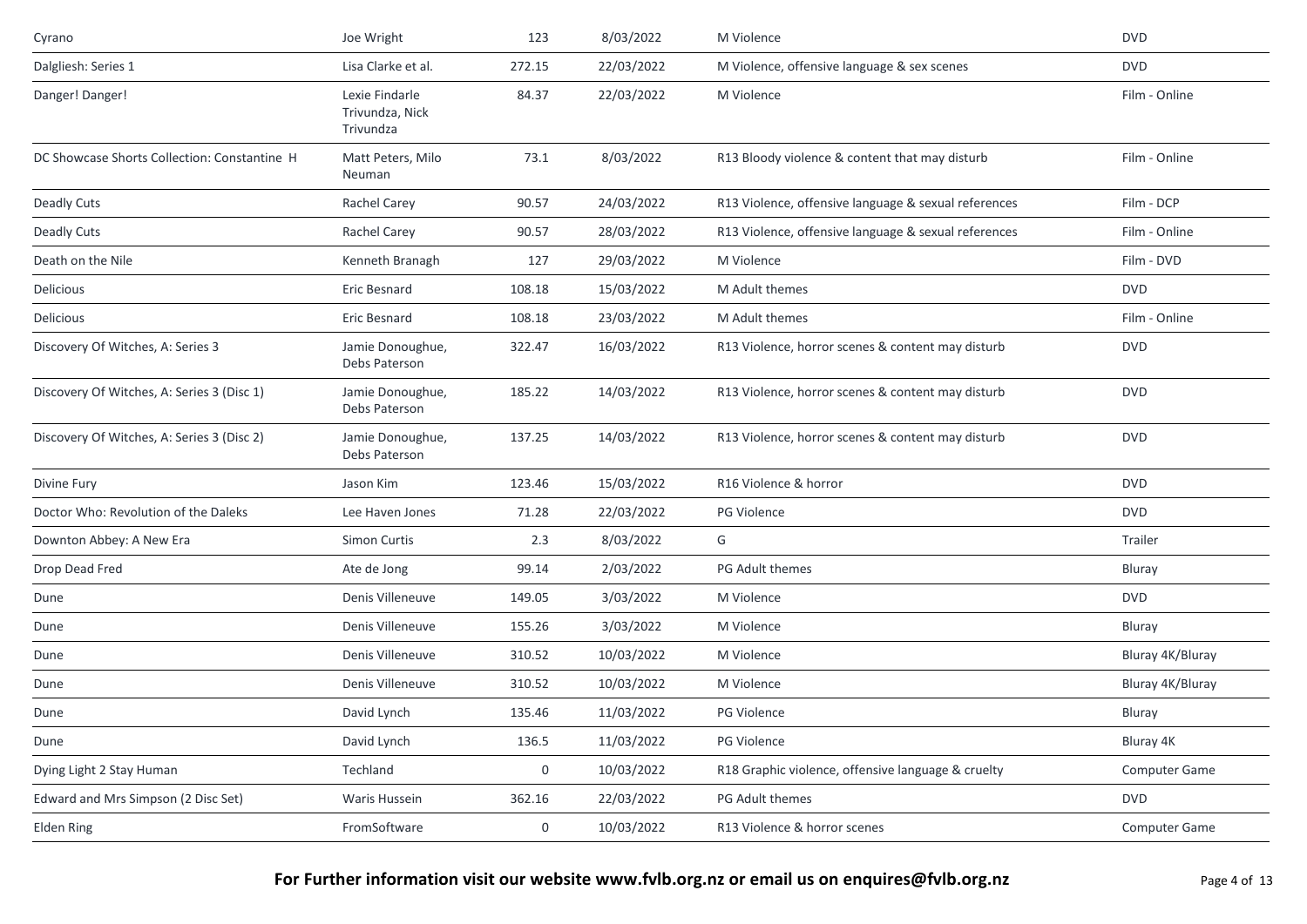| | | | | | |
|---|---|---|---|---|---|
| Cyrano | Joe Wright | 123 | 8/03/2022 | M Violence | DVD |
| Dalgliesh: Series 1 | Lisa Clarke et al. | 272.15 | 22/03/2022 | M Violence, offensive language & sex scenes | DVD |
| Danger! Danger! | Lexie Findarle Trivundza, Nick Trivundza | 84.37 | 22/03/2022 | M Violence | Film - Online |
| DC Showcase Shorts Collection: Constantine H | Matt Peters, Milo Neuman | 73.1 | 8/03/2022 | R13 Bloody violence & content that may disturb | Film - Online |
| Deadly Cuts | Rachel Carey | 90.57 | 24/03/2022 | R13 Violence, offensive language & sexual references | Film - DCP |
| Deadly Cuts | Rachel Carey | 90.57 | 28/03/2022 | R13 Violence, offensive language & sexual references | Film - Online |
| Death on the Nile | Kenneth Branagh | 127 | 29/03/2022 | M Violence | Film - DVD |
| Delicious | Eric Besnard | 108.18 | 15/03/2022 | M Adult themes | DVD |
| Delicious | Eric Besnard | 108.18 | 23/03/2022 | M Adult themes | Film - Online |
| Discovery Of Witches, A: Series 3 | Jamie Donoughue, Debs Paterson | 322.47 | 16/03/2022 | R13 Violence, horror scenes & content may disturb | DVD |
| Discovery Of Witches, A: Series 3 (Disc 1) | Jamie Donoughue, Debs Paterson | 185.22 | 14/03/2022 | R13 Violence, horror scenes & content may disturb | DVD |
| Discovery Of Witches, A: Series 3 (Disc 2) | Jamie Donoughue, Debs Paterson | 137.25 | 14/03/2022 | R13 Violence, horror scenes & content may disturb | DVD |
| Divine Fury | Jason Kim | 123.46 | 15/03/2022 | R16 Violence & horror | DVD |
| Doctor Who: Revolution of the Daleks | Lee Haven Jones | 71.28 | 22/03/2022 | PG Violence | DVD |
| Downton Abbey: A New Era | Simon Curtis | 2.3 | 8/03/2022 | G | Trailer |
| Drop Dead Fred | Ate de Jong | 99.14 | 2/03/2022 | PG Adult themes | Bluray |
| Dune | Denis Villeneuve | 149.05 | 3/03/2022 | M Violence | DVD |
| Dune | Denis Villeneuve | 155.26 | 3/03/2022 | M Violence | Bluray |
| Dune | Denis Villeneuve | 310.52 | 10/03/2022 | M Violence | Bluray 4K/Bluray |
| Dune | Denis Villeneuve | 310.52 | 10/03/2022 | M Violence | Bluray 4K/Bluray |
| Dune | David Lynch | 135.46 | 11/03/2022 | PG Violence | Bluray |
| Dune | David Lynch | 136.5 | 11/03/2022 | PG Violence | Bluray 4K |
| Dying Light 2 Stay Human | Techland | 0 | 10/03/2022 | R18 Graphic violence, offensive language & cruelty | Computer Game |
| Edward and Mrs Simpson (2 Disc Set) | Waris Hussein | 362.16 | 22/03/2022 | PG Adult themes | DVD |
| Elden Ring | FromSoftware | 0 | 10/03/2022 | R13 Violence & horror scenes | Computer Game |

**For Further information visit our website www.fvlb.org.nz or email us on enquires@fvlb.org.nz**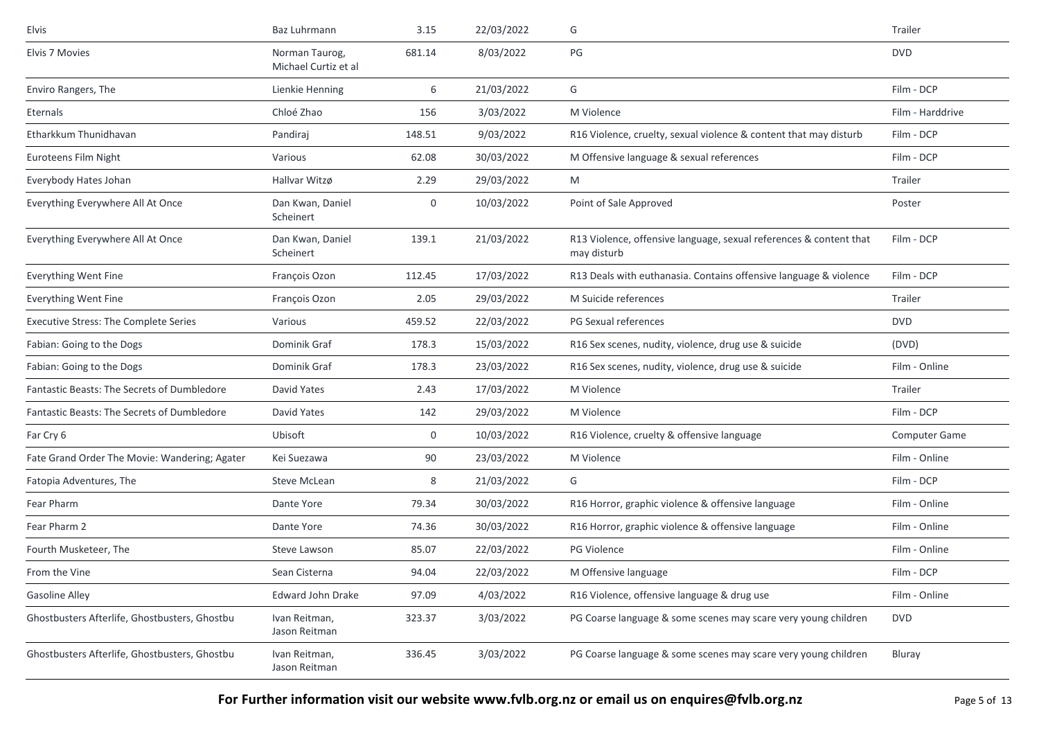| | | | | | |
|---|---|---|---|---|---|
| Elvis | Baz Luhrmann | 3.15 | 22/03/2022 | G | Trailer |
| Elvis 7 Movies | Norman Taurog, Michael Curtiz et al | 681.14 | 8/03/2022 | PG | DVD |
| Enviro Rangers, The | Lienkie Henning | 6 | 21/03/2022 | G | Film - DCP |
| Eternals | Chloé Zhao | 156 | 3/03/2022 | M Violence | Film - Harddrive |
| Etharkkum Thunidhavan | Pandiraj | 148.51 | 9/03/2022 | R16 Violence, cruelty, sexual violence & content that may disturb | Film - DCP |
| Euroteens Film Night | Various | 62.08 | 30/03/2022 | M Offensive language & sexual references | Film - DCP |
| Everybody Hates Johan | Hallvar Witzø | 2.29 | 29/03/2022 | M | Trailer |
| Everything Everywhere All At Once | Dan Kwan, Daniel Scheinert | 0 | 10/03/2022 | Point of Sale Approved | Poster |
| Everything Everywhere All At Once | Dan Kwan, Daniel Scheinert | 139.1 | 21/03/2022 | R13 Violence, offensive language, sexual references & content that may disturb | Film - DCP |
| Everything Went Fine | François Ozon | 112.45 | 17/03/2022 | R13 Deals with euthanasia. Contains offensive language & violence | Film - DCP |
| Everything Went Fine | François Ozon | 2.05 | 29/03/2022 | M Suicide references | Trailer |
| Executive Stress: The Complete Series | Various | 459.52 | 22/03/2022 | PG Sexual references | DVD |
| Fabian: Going to the Dogs | Dominik Graf | 178.3 | 15/03/2022 | R16 Sex scenes, nudity, violence, drug use & suicide | (DVD) |
| Fabian: Going to the Dogs | Dominik Graf | 178.3 | 23/03/2022 | R16 Sex scenes, nudity, violence, drug use & suicide | Film - Online |
| Fantastic Beasts: The Secrets of Dumbledore | David Yates | 2.43 | 17/03/2022 | M Violence | Trailer |
| Fantastic Beasts: The Secrets of Dumbledore | David Yates | 142 | 29/03/2022 | M Violence | Film - DCP |
| Far Cry 6 | Ubisoft | 0 | 10/03/2022 | R16 Violence, cruelty & offensive language | Computer Game |
| Fate Grand Order The Movie: Wandering; Agater | Kei Suezawa | 90 | 23/03/2022 | M Violence | Film - Online |
| Fatopia Adventures, The | Steve McLean | 8 | 21/03/2022 | G | Film - DCP |
| Fear Pharm | Dante Yore | 79.34 | 30/03/2022 | R16 Horror, graphic violence & offensive language | Film - Online |
| Fear Pharm 2 | Dante Yore | 74.36 | 30/03/2022 | R16 Horror, graphic violence & offensive language | Film - Online |
| Fourth Musketeer, The | Steve Lawson | 85.07 | 22/03/2022 | PG Violence | Film - Online |
| From the Vine | Sean Cisterna | 94.04 | 22/03/2022 | M Offensive language | Film - DCP |
| Gasoline Alley | Edward John Drake | 97.09 | 4/03/2022 | R16 Violence, offensive language & drug use | Film - Online |
| Ghostbusters Afterlife, Ghostbusters, Ghostbu | Ivan Reitman, Jason Reitman | 323.37 | 3/03/2022 | PG Coarse language & some scenes may scare very young children | DVD |
| Ghostbusters Afterlife, Ghostbusters, Ghostbu | Ivan Reitman, Jason Reitman | 336.45 | 3/03/2022 | PG Coarse language & some scenes may scare very young children | Bluray |

**For Further information visit our website www.fvlb.org.nz or email us on enquires@fvlb.org.nz**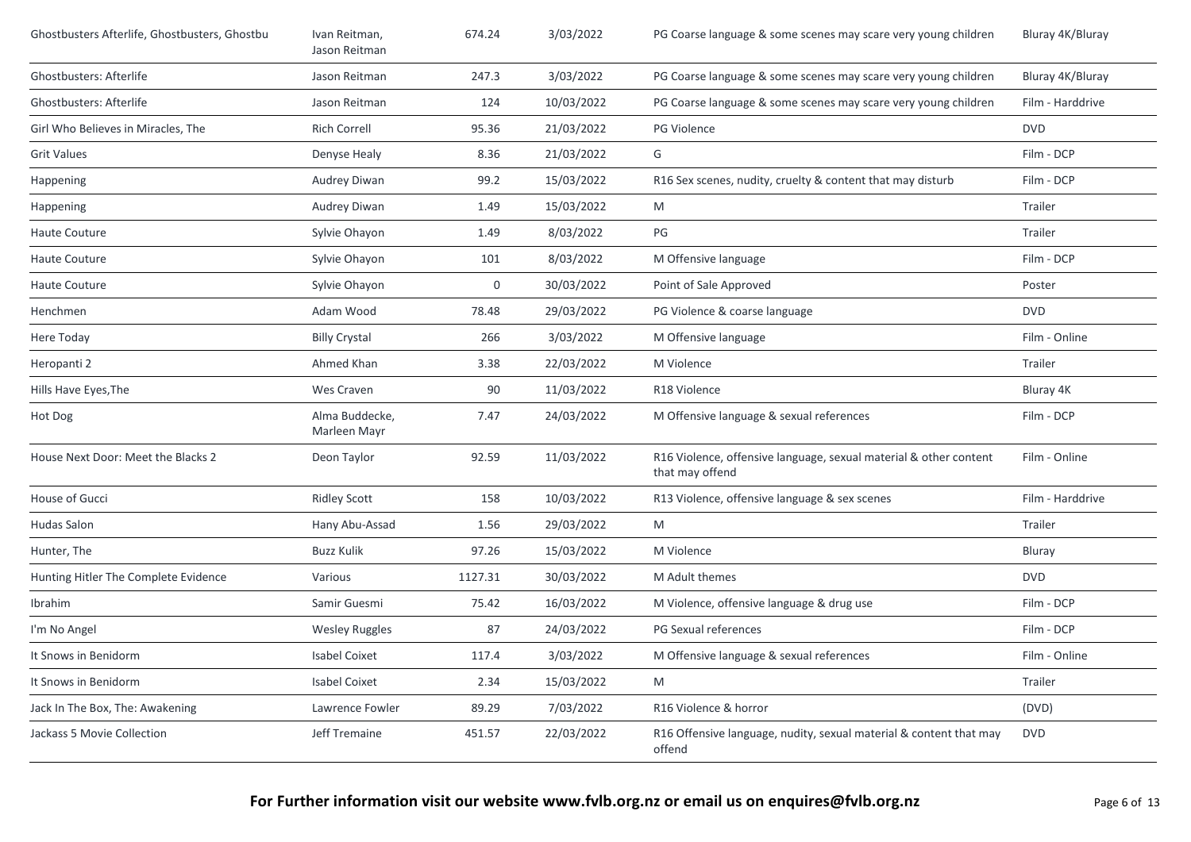| | | | | | |
|---|---|---|---|---|---|
| Ghostbusters Afterlife, Ghostbusters, Ghostbu | Ivan Reitman, Jason Reitman | 674.24 | 3/03/2022 | PG Coarse language & some scenes may scare very young children | Bluray 4K/Bluray |
| Ghostbusters: Afterlife | Jason Reitman | 247.3 | 3/03/2022 | PG Coarse language & some scenes may scare very young children | Bluray 4K/Bluray |
| Ghostbusters: Afterlife | Jason Reitman | 124 | 10/03/2022 | PG Coarse language & some scenes may scare very young children | Film - Harddrive |
| Girl Who Believes in Miracles, The | Rich Correll | 95.36 | 21/03/2022 | PG Violence | DVD |
| Grit Values | Denyse Healy | 8.36 | 21/03/2022 | G | Film - DCP |
| Happening | Audrey Diwan | 99.2 | 15/03/2022 | R16 Sex scenes, nudity, cruelty & content that may disturb | Film - DCP |
| Happening | Audrey Diwan | 1.49 | 15/03/2022 | M | Trailer |
| Haute Couture | Sylvie Ohayon | 1.49 | 8/03/2022 | PG | Trailer |
| Haute Couture | Sylvie Ohayon | 101 | 8/03/2022 | M Offensive language | Film - DCP |
| Haute Couture | Sylvie Ohayon | 0 | 30/03/2022 | Point of Sale Approved | Poster |
| Henchmen | Adam Wood | 78.48 | 29/03/2022 | PG Violence & coarse language | DVD |
| Here Today | Billy Crystal | 266 | 3/03/2022 | M Offensive language | Film - Online |
| Heropanti 2 | Ahmed Khan | 3.38 | 22/03/2022 | M Violence | Trailer |
| Hills Have Eyes,The | Wes Craven | 90 | 11/03/2022 | R18 Violence | Bluray 4K |
| Hot Dog | Alma Buddecke, Marleen Mayr | 7.47 | 24/03/2022 | M Offensive language & sexual references | Film - DCP |
| House Next Door: Meet the Blacks 2 | Deon Taylor | 92.59 | 11/03/2022 | R16 Violence, offensive language, sexual material & other content that may offend | Film - Online |
| House of Gucci | Ridley Scott | 158 | 10/03/2022 | R13 Violence, offensive language & sex scenes | Film - Harddrive |
| Hudas Salon | Hany Abu-Assad | 1.56 | 29/03/2022 | M | Trailer |
| Hunter, The | Buzz Kulik | 97.26 | 15/03/2022 | M Violence | Bluray |
| Hunting Hitler The Complete Evidence | Various | 1127.31 | 30/03/2022 | M Adult themes | DVD |
| Ibrahim | Samir Guesmi | 75.42 | 16/03/2022 | M Violence, offensive language & drug use | Film - DCP |
| I'm No Angel | Wesley Ruggles | 87 | 24/03/2022 | PG Sexual references | Film - DCP |
| It Snows in Benidorm | Isabel Coixet | 117.4 | 3/03/2022 | M Offensive language & sexual references | Film - Online |
| It Snows in Benidorm | Isabel Coixet | 2.34 | 15/03/2022 | M | Trailer |
| Jack In The Box, The: Awakening | Lawrence Fowler | 89.29 | 7/03/2022 | R16 Violence & horror | (DVD) |
| Jackass 5 Movie Collection | Jeff Tremaine | 451.57 | 22/03/2022 | R16 Offensive language, nudity, sexual material & content that may offend | DVD |

**For Further information visit our website www.fvlb.org.nz or email us on enquires@fvlb.org.nz**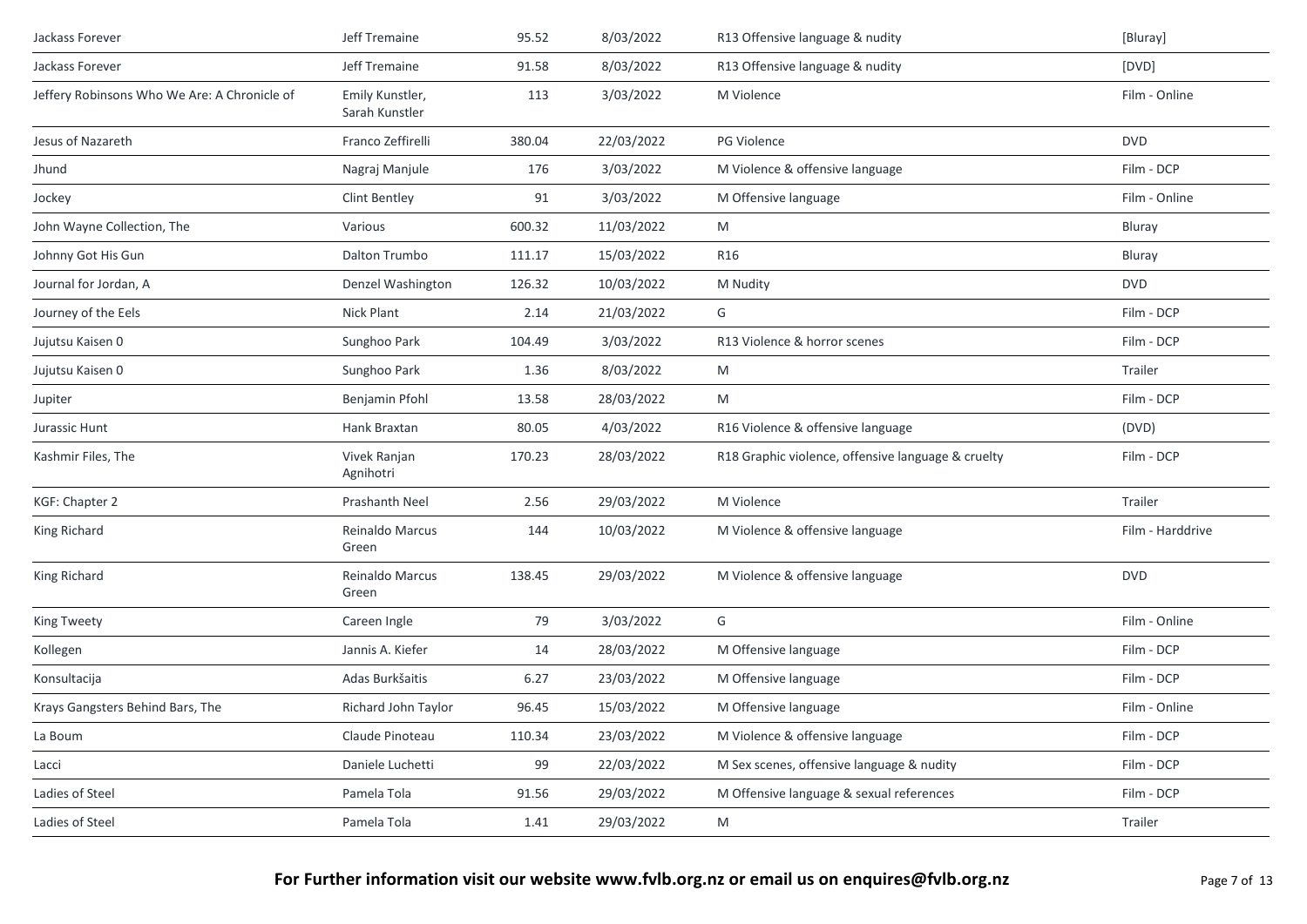| | | | | | |
|---|---|---|---|---|---|
| Jackass Forever | Jeff Tremaine | 95.52 | 8/03/2022 | R13 Offensive language & nudity | [Bluray] |
| Jackass Forever | Jeff Tremaine | 91.58 | 8/03/2022 | R13 Offensive language & nudity | [DVD] |
| Jeffery Robinsons Who We Are: A Chronicle of | Emily Kunstler, Sarah Kunstler | 113 | 3/03/2022 | M Violence | Film - Online |
| Jesus of Nazareth | Franco Zeffirelli | 380.04 | 22/03/2022 | PG Violence | DVD |
| Jhund | Nagraj Manjule | 176 | 3/03/2022 | M Violence & offensive language | Film - DCP |
| Jockey | Clint Bentley | 91 | 3/03/2022 | M Offensive language | Film - Online |
| John Wayne Collection, The | Various | 600.32 | 11/03/2022 | M | Bluray |
| Johnny Got His Gun | Dalton Trumbo | 111.17 | 15/03/2022 | R16 | Bluray |
| Journal for Jordan, A | Denzel Washington | 126.32 | 10/03/2022 | M Nudity | DVD |
| Journey of the Eels | Nick Plant | 2.14 | 21/03/2022 | G | Film - DCP |
| Jujutsu Kaisen 0 | Sunghoo Park | 104.49 | 3/03/2022 | R13 Violence & horror scenes | Film - DCP |
| Jujutsu Kaisen 0 | Sunghoo Park | 1.36 | 8/03/2022 | M | Trailer |
| Jupiter | Benjamin Pfohl | 13.58 | 28/03/2022 | M | Film - DCP |
| Jurassic Hunt | Hank Braxtan | 80.05 | 4/03/2022 | R16 Violence & offensive language | (DVD) |
| Kashmir Files, The | Vivek Ranjan Agnihotri | 170.23 | 28/03/2022 | R18 Graphic violence, offensive language & cruelty | Film - DCP |
| KGF: Chapter 2 | Prashanth Neel | 2.56 | 29/03/2022 | M Violence | Trailer |
| King Richard | Reinaldo Marcus Green | 144 | 10/03/2022 | M Violence & offensive language | Film - Harddrive |
| King Richard | Reinaldo Marcus Green | 138.45 | 29/03/2022 | M Violence & offensive language | DVD |
| King Tweety | Careen Ingle | 79 | 3/03/2022 | G | Film - Online |
| Kollegen | Jannis A. Kiefer | 14 | 28/03/2022 | M Offensive language | Film - DCP |
| Konsultacija | Adas Burkšaitis | 6.27 | 23/03/2022 | M Offensive language | Film - DCP |
| Krays Gangsters Behind Bars, The | Richard John Taylor | 96.45 | 15/03/2022 | M Offensive language | Film - Online |
| La Boum | Claude Pinoteau | 110.34 | 23/03/2022 | M Violence & offensive language | Film - DCP |
| Lacci | Daniele Luchetti | 99 | 22/03/2022 | M Sex scenes, offensive language & nudity | Film - DCP |
| Ladies of Steel | Pamela Tola | 91.56 | 29/03/2022 | M Offensive language & sexual references | Film - DCP |
| Ladies of Steel | Pamela Tola | 1.41 | 29/03/2022 | M | Trailer |

**For Further information visit our website www.fvlb.org.nz or email us on enquires@fvlb.org.nz**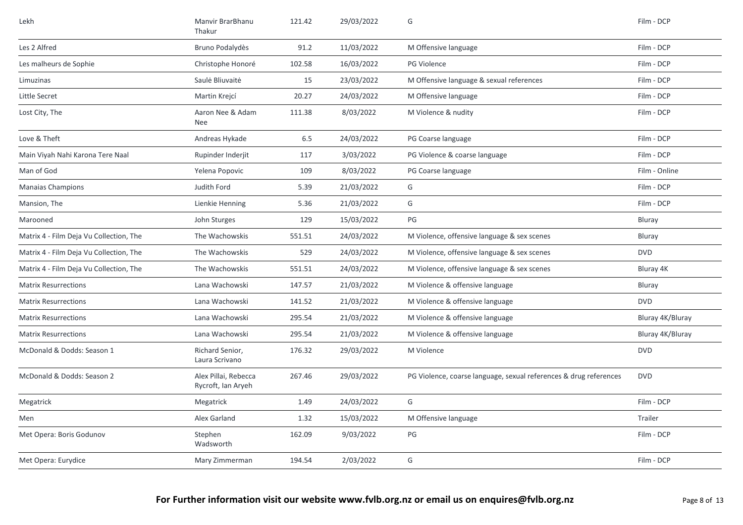| | | | | | |
|---|---|---|---|---|---|
| Lekh | Manvir BrarBhanu Thakur | 121.42 | 29/03/2022 | G | Film - DCP |
| Les 2 Alfred | Bruno Podalydès | 91.2 | 11/03/2022 | M Offensive language | Film - DCP |
| Les malheurs de Sophie | Christophe Honoré | 102.58 | 16/03/2022 | PG Violence | Film - DCP |
| Limuzinas | Saulė Bliuvaitė | 15 | 23/03/2022 | M Offensive language & sexual references | Film - DCP |
| Little Secret | Martin Krejcí | 20.27 | 24/03/2022 | M Offensive language | Film - DCP |
| Lost City, The | Aaron Nee & Adam Nee | 111.38 | 8/03/2022 | M Violence & nudity | Film - DCP |
| Love & Theft | Andreas Hykade | 6.5 | 24/03/2022 | PG Coarse language | Film - DCP |
| Main Viyah Nahi Karona Tere Naal | Rupinder Inderjit | 117 | 3/03/2022 | PG Violence & coarse language | Film - DCP |
| Man of God | Yelena Popovic | 109 | 8/03/2022 | PG Coarse language | Film - Online |
| Manaias Champions | Judith Ford | 5.39 | 21/03/2022 | G | Film - DCP |
| Mansion, The | Lienkie Henning | 5.36 | 21/03/2022 | G | Film - DCP |
| Marooned | John Sturges | 129 | 15/03/2022 | PG | Bluray |
| Matrix 4 - Film Deja Vu Collection, The | The Wachowskis | 551.51 | 24/03/2022 | M Violence, offensive language & sex scenes | Bluray |
| Matrix 4 - Film Deja Vu Collection, The | The Wachowskis | 529 | 24/03/2022 | M Violence, offensive language & sex scenes | DVD |
| Matrix 4 - Film Deja Vu Collection, The | The Wachowskis | 551.51 | 24/03/2022 | M Violence, offensive language & sex scenes | Bluray 4K |
| Matrix Resurrections | Lana Wachowski | 147.57 | 21/03/2022 | M Violence & offensive language | Bluray |
| Matrix Resurrections | Lana Wachowski | 141.52 | 21/03/2022 | M Violence & offensive language | DVD |
| Matrix Resurrections | Lana Wachowski | 295.54 | 21/03/2022 | M Violence & offensive language | Bluray 4K/Bluray |
| Matrix Resurrections | Lana Wachowski | 295.54 | 21/03/2022 | M Violence & offensive language | Bluray 4K/Bluray |
| McDonald & Dodds: Season 1 | Richard Senior, Laura Scrivano | 176.32 | 29/03/2022 | M Violence | DVD |
| McDonald & Dodds: Season 2 | Alex Pillai, Rebecca Rycroft, Ian Aryeh | 267.46 | 29/03/2022 | PG Violence, coarse language, sexual references & drug references | DVD |
| Megatrick | Megatrick | 1.49 | 24/03/2022 | G | Film - DCP |
| Men | Alex Garland | 1.32 | 15/03/2022 | M Offensive language | Trailer |
| Met Opera: Boris Godunov | Stephen Wadsworth | 162.09 | 9/03/2022 | PG | Film - DCP |
| Met Opera: Eurydice | Mary Zimmerman | 194.54 | 2/03/2022 | G | Film - DCP |

**For Further information visit our website www.fvlb.org.nz or email us on enquires@fvlb.org.nz**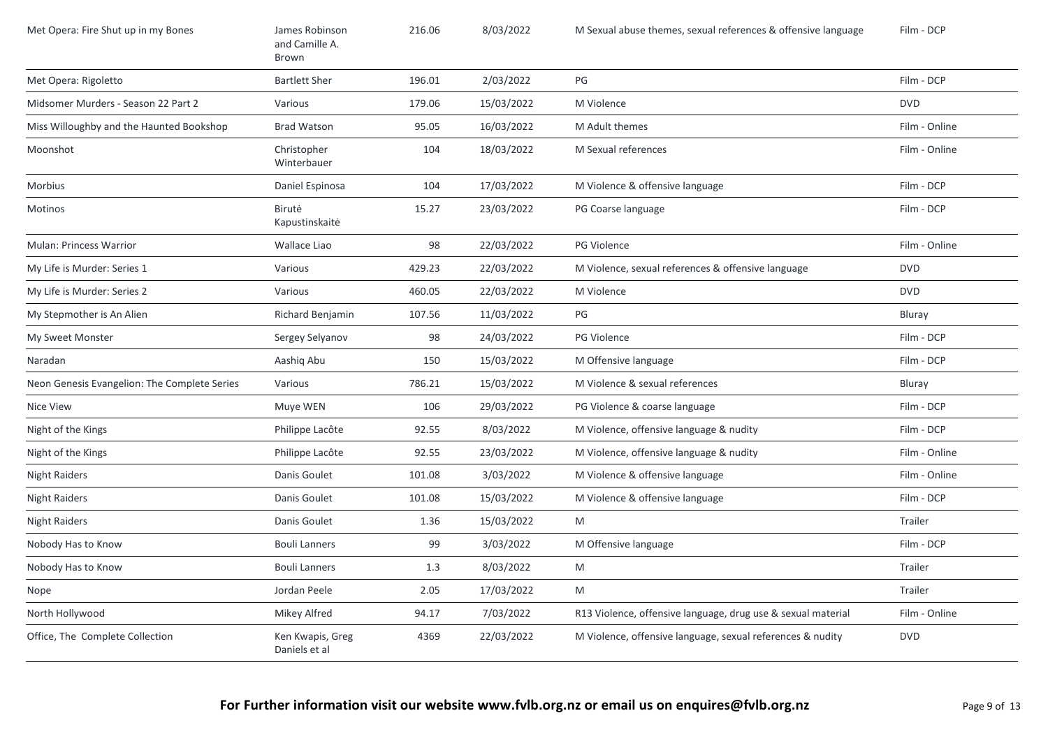| | | | | | |
|---|---|---|---|---|---|
| Met Opera: Fire Shut up in my Bones | James Robinson and Camille A. Brown | 216.06 | 8/03/2022 | M Sexual abuse themes, sexual references & offensive language | Film - DCP |
| Met Opera: Rigoletto | Bartlett Sher | 196.01 | 2/03/2022 | PG | Film - DCP |
| Midsomer Murders - Season 22 Part 2 | Various | 179.06 | 15/03/2022 | M Violence | DVD |
| Miss Willoughby and the Haunted Bookshop | Brad Watson | 95.05 | 16/03/2022 | M Adult themes | Film - Online |
| Moonshot | Christopher Winterbauer | 104 | 18/03/2022 | M Sexual references | Film - Online |
| Morbius | Daniel Espinosa | 104 | 17/03/2022 | M Violence & offensive language | Film - DCP |
| Motinos | Birutė Kapustinskaitė | 15.27 | 23/03/2022 | PG Coarse language | Film - DCP |
| Mulan: Princess Warrior | Wallace Liao | 98 | 22/03/2022 | PG Violence | Film - Online |
| My Life is Murder: Series 1 | Various | 429.23 | 22/03/2022 | M Violence, sexual references & offensive language | DVD |
| My Life is Murder: Series 2 | Various | 460.05 | 22/03/2022 | M Violence | DVD |
| My Stepmother is An Alien | Richard Benjamin | 107.56 | 11/03/2022 | PG | Bluray |
| My Sweet Monster | Sergey Selyanov | 98 | 24/03/2022 | PG Violence | Film - DCP |
| Naradan | Aashiq Abu | 150 | 15/03/2022 | M Offensive language | Film - DCP |
| Neon Genesis Evangelion: The Complete Series | Various | 786.21 | 15/03/2022 | M Violence & sexual references | Bluray |
| Nice View | Muye WEN | 106 | 29/03/2022 | PG Violence & coarse language | Film - DCP |
| Night of the Kings | Philippe Lacôte | 92.55 | 8/03/2022 | M Violence, offensive language & nudity | Film - DCP |
| Night of the Kings | Philippe Lacôte | 92.55 | 23/03/2022 | M Violence, offensive language & nudity | Film - Online |
| Night Raiders | Danis Goulet | 101.08 | 3/03/2022 | M Violence & offensive language | Film - Online |
| Night Raiders | Danis Goulet | 101.08 | 15/03/2022 | M Violence & offensive language | Film - DCP |
| Night Raiders | Danis Goulet | 1.36 | 15/03/2022 | M | Trailer |
| Nobody Has to Know | Bouli Lanners | 99 | 3/03/2022 | M Offensive language | Film - DCP |
| Nobody Has to Know | Bouli Lanners | 1.3 | 8/03/2022 | M | Trailer |
| Nope | Jordan Peele | 2.05 | 17/03/2022 | M | Trailer |
| North Hollywood | Mikey Alfred | 94.17 | 7/03/2022 | R13 Violence, offensive language, drug use & sexual material | Film - Online |
| Office, The Complete Collection | Ken Kwapis, Greg Daniels et al | 4369 | 22/03/2022 | M Violence, offensive language, sexual references & nudity | DVD |

**For Further information visit our website www.fvlb.org.nz or email us on enquires@fvlb.org.nz**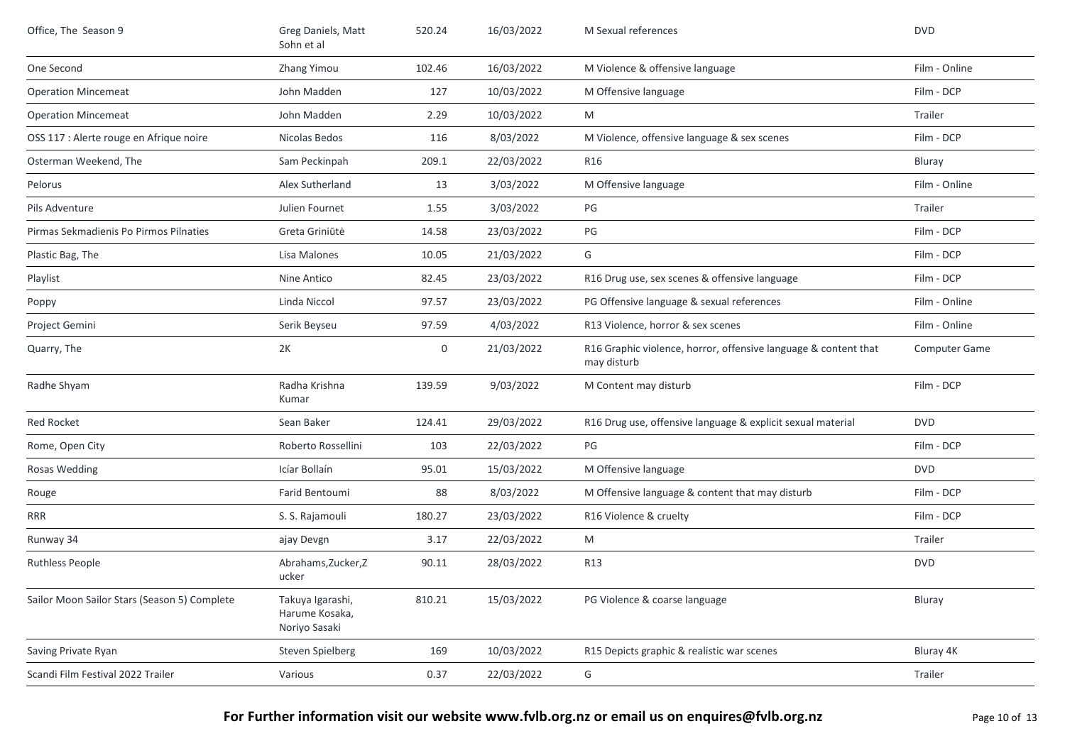| Office, The Season 9 | Greg Daniels, Matt Sohn et al | 520.24 | 16/03/2022 | M Sexual references | DVD |
|---|---|---|---|---|---|
| One Second | Zhang Yimou | 102.46 | 16/03/2022 | M Violence & offensive language | Film - Online |
| Operation Mincemeat | John Madden | 127 | 10/03/2022 | M Offensive language | Film - DCP |
| Operation Mincemeat | John Madden | 2.29 | 10/03/2022 | M | Trailer |
| OSS 117 : Alerte rouge en Afrique noire | Nicolas Bedos | 116 | 8/03/2022 | M Violence, offensive language & sex scenes | Film - DCP |
| Osterman Weekend, The | Sam Peckinpah | 209.1 | 22/03/2022 | R16 | Bluray |
| Pelorus | Alex Sutherland | 13 | 3/03/2022 | M Offensive language | Film - Online |
| Pils Adventure | Julien Fournet | 1.55 | 3/03/2022 | PG | Trailer |
| Pirmas Sekmadienis Po Pirmos Pilnaties | Greta Griniūtė | 14.58 | 23/03/2022 | PG | Film - DCP |
| Plastic Bag, The | Lisa Malones | 10.05 | 21/03/2022 | G | Film - DCP |
| Playlist | Nine Antico | 82.45 | 23/03/2022 | R16 Drug use, sex scenes & offensive language | Film - DCP |
| Poppy | Linda Niccol | 97.57 | 23/03/2022 | PG Offensive language & sexual references | Film - Online |
| Project Gemini | Serik Beyseu | 97.59 | 4/03/2022 | R13 Violence, horror & sex scenes | Film - Online |
| Quarry, The | 2K | 0 | 21/03/2022 | R16 Graphic violence, horror, offensive language & content that may disturb | Computer Game |
| Radhe Shyam | Radha Krishna Kumar | 139.59 | 9/03/2022 | M Content may disturb | Film - DCP |
| Red Rocket | Sean Baker | 124.41 | 29/03/2022 | R16 Drug use, offensive language & explicit sexual material | DVD |
| Rome, Open City | Roberto Rossellini | 103 | 22/03/2022 | PG | Film - DCP |
| Rosas Wedding | Icíar Bollaín | 95.01 | 15/03/2022 | M Offensive language | DVD |
| Rouge | Farid Bentoumi | 88 | 8/03/2022 | M Offensive language & content that may disturb | Film - DCP |
| RRR | S. S. Rajamouli | 180.27 | 23/03/2022 | R16 Violence & cruelty | Film - DCP |
| Runway 34 | ajay Devgn | 3.17 | 22/03/2022 | M | Trailer |
| Ruthless People | Abrahams,Zucker,Zucker | 90.11 | 28/03/2022 | R13 | DVD |
| Sailor Moon Sailor Stars (Season 5) Complete | Takuya Igarashi, Harume Kosaka, Noriyo Sasaki | 810.21 | 15/03/2022 | PG Violence & coarse language | Bluray |
| Saving Private Ryan | Steven Spielberg | 169 | 10/03/2022 | R15 Depicts graphic & realistic war scenes | Bluray 4K |
| Scandi Film Festival 2022 Trailer | Various | 0.37 | 22/03/2022 | G | Trailer |

**For Further information visit our website www.fvlb.org.nz or email us on enquires@fvlb.org.nz**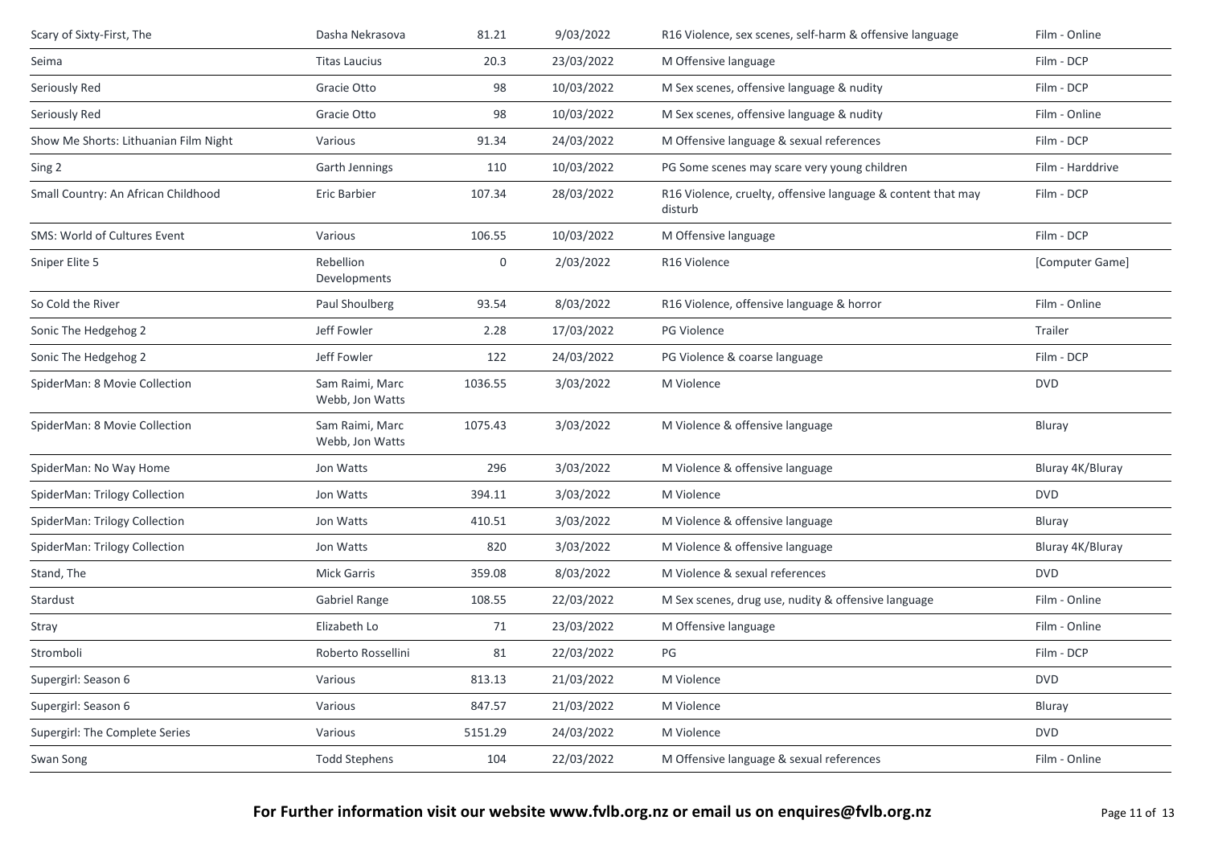| Scary of Sixty-First, The | Dasha Nekrasova | 81.21 | 9/03/2022 | R16 Violence, sex scenes, self-harm & offensive language | Film - Online |
|---|---|---|---|---|---|
| Seima | Titas Laucius | 20.3 | 23/03/2022 | M Offensive language | Film - DCP |
| Seriously Red | Gracie Otto | 98 | 10/03/2022 | M Sex scenes, offensive language & nudity | Film - DCP |
| Seriously Red | Gracie Otto | 98 | 10/03/2022 | M Sex scenes, offensive language & nudity | Film - Online |
| Show Me Shorts: Lithuanian Film Night | Various | 91.34 | 24/03/2022 | M Offensive language & sexual references | Film - DCP |
| Sing 2 | Garth Jennings | 110 | 10/03/2022 | PG Some scenes may scare very young children | Film - Harddrive |
| Small Country: An African Childhood | Eric Barbier | 107.34 | 28/03/2022 | R16 Violence, cruelty, offensive language & content that may disturb | Film - DCP |
| SMS: World of Cultures Event | Various | 106.55 | 10/03/2022 | M Offensive language | Film - DCP |
| Sniper Elite 5 | Rebellion Developments | 0 | 2/03/2022 | R16 Violence | [Computer Game] |
| So Cold the River | Paul Shoulberg | 93.54 | 8/03/2022 | R16 Violence, offensive language & horror | Film - Online |
| Sonic The Hedgehog 2 | Jeff Fowler | 2.28 | 17/03/2022 | PG Violence | Trailer |
| Sonic The Hedgehog 2 | Jeff Fowler | 122 | 24/03/2022 | PG Violence & coarse language | Film - DCP |
| SpiderMan: 8 Movie Collection | Sam Raimi, Marc Webb, Jon Watts | 1036.55 | 3/03/2022 | M Violence | DVD |
| SpiderMan: 8 Movie Collection | Sam Raimi, Marc Webb, Jon Watts | 1075.43 | 3/03/2022 | M Violence & offensive language | Bluray |
| SpiderMan: No Way Home | Jon Watts | 296 | 3/03/2022 | M Violence & offensive language | Bluray 4K/Bluray |
| SpiderMan: Trilogy Collection | Jon Watts | 394.11 | 3/03/2022 | M Violence | DVD |
| SpiderMan: Trilogy Collection | Jon Watts | 410.51 | 3/03/2022 | M Violence & offensive language | Bluray |
| SpiderMan: Trilogy Collection | Jon Watts | 820 | 3/03/2022 | M Violence & offensive language | Bluray 4K/Bluray |
| Stand, The | Mick Garris | 359.08 | 8/03/2022 | M Violence & sexual references | DVD |
| Stardust | Gabriel Range | 108.55 | 22/03/2022 | M Sex scenes, drug use, nudity & offensive language | Film - Online |
| Stray | Elizabeth Lo | 71 | 23/03/2022 | M Offensive language | Film - Online |
| Stromboli | Roberto Rossellini | 81 | 22/03/2022 | PG | Film - DCP |
| Supergirl: Season 6 | Various | 813.13 | 21/03/2022 | M Violence | DVD |
| Supergirl: Season 6 | Various | 847.57 | 21/03/2022 | M Violence | Bluray |
| Supergirl: The Complete Series | Various | 5151.29 | 24/03/2022 | M Violence | DVD |
| Swan Song | Todd Stephens | 104 | 22/03/2022 | M Offensive language & sexual references | Film - Online |

**For Further information visit our website www.fvlb.org.nz or email us on enquires@fvlb.org.nz**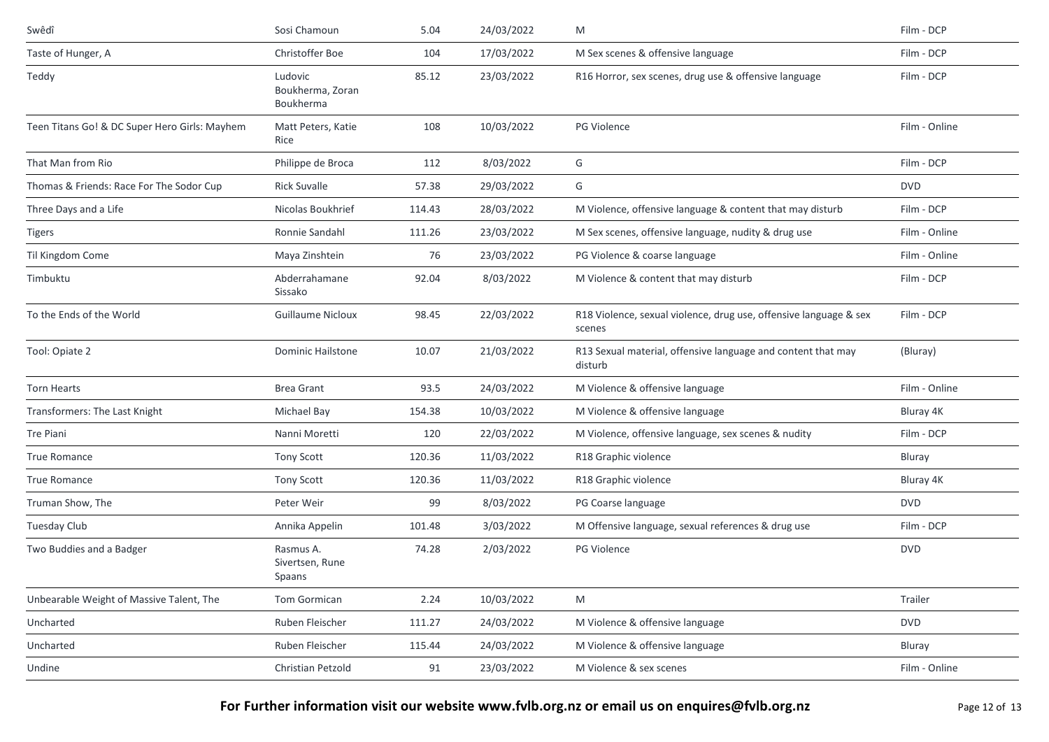| Swêdî | Sosi Chamoun | 5.04 | 24/03/2022 | M | Film - DCP |
|---|---|---|---|---|---|
| Taste of Hunger, A | Christoffer Boe | 104 | 17/03/2022 | M Sex scenes & offensive language | Film - DCP |
| Teddy | Ludovic Boukherma, Zoran Boukherma | 85.12 | 23/03/2022 | R16 Horror, sex scenes, drug use & offensive language | Film - DCP |
| Teen Titans Go! & DC Super Hero Girls: Mayhem | Matt Peters, Katie Rice | 108 | 10/03/2022 | PG Violence | Film - Online |
| That Man from Rio | Philippe de Broca | 112 | 8/03/2022 | G | Film - DCP |
| Thomas & Friends: Race For The Sodor Cup | Rick Suvalle | 57.38 | 29/03/2022 | G | DVD |
| Three Days and a Life | Nicolas Boukhrief | 114.43 | 28/03/2022 | M Violence, offensive language & content that may disturb | Film - DCP |
| Tigers | Ronnie Sandahl | 111.26 | 23/03/2022 | M Sex scenes, offensive language, nudity & drug use | Film - Online |
| Til Kingdom Come | Maya Zinshtein | 76 | 23/03/2022 | PG Violence & coarse language | Film - Online |
| Timbuktu | Abderrahamane Sissako | 92.04 | 8/03/2022 | M Violence & content that may disturb | Film - DCP |
| To the Ends of the World | Guillaume Nicloux | 98.45 | 22/03/2022 | R18 Violence, sexual violence, drug use, offensive language & sex scenes | Film - DCP |
| Tool: Opiate 2 | Dominic Hailstone | 10.07 | 21/03/2022 | R13 Sexual material, offensive language and content that may disturb | (Bluray) |
| Torn Hearts | Brea Grant | 93.5 | 24/03/2022 | M Violence & offensive language | Film - Online |
| Transformers: The Last Knight | Michael Bay | 154.38 | 10/03/2022 | M Violence & offensive language | Bluray 4K |
| Tre Piani | Nanni Moretti | 120 | 22/03/2022 | M Violence, offensive language, sex scenes & nudity | Film - DCP |
| True Romance | Tony Scott | 120.36 | 11/03/2022 | R18 Graphic violence | Bluray |
| True Romance | Tony Scott | 120.36 | 11/03/2022 | R18 Graphic violence | Bluray 4K |
| Truman Show, The | Peter Weir | 99 | 8/03/2022 | PG Coarse language | DVD |
| Tuesday Club | Annika Appelin | 101.48 | 3/03/2022 | M Offensive language, sexual references & drug use | Film - DCP |
| Two Buddies and a Badger | Rasmus A. Sivertsen, Rune Spaans | 74.28 | 2/03/2022 | PG Violence | DVD |
| Unbearable Weight of Massive Talent, The | Tom Gormican | 2.24 | 10/03/2022 | M | Trailer |
| Uncharted | Ruben Fleischer | 111.27 | 24/03/2022 | M Violence & offensive language | DVD |
| Uncharted | Ruben Fleischer | 115.44 | 24/03/2022 | M Violence & offensive language | Bluray |
| Undine | Christian Petzold | 91 | 23/03/2022 | M Violence & sex scenes | Film - Online |

**For Further information visit our website www.fvlb.org.nz or email us on enquires@fvlb.org.nz**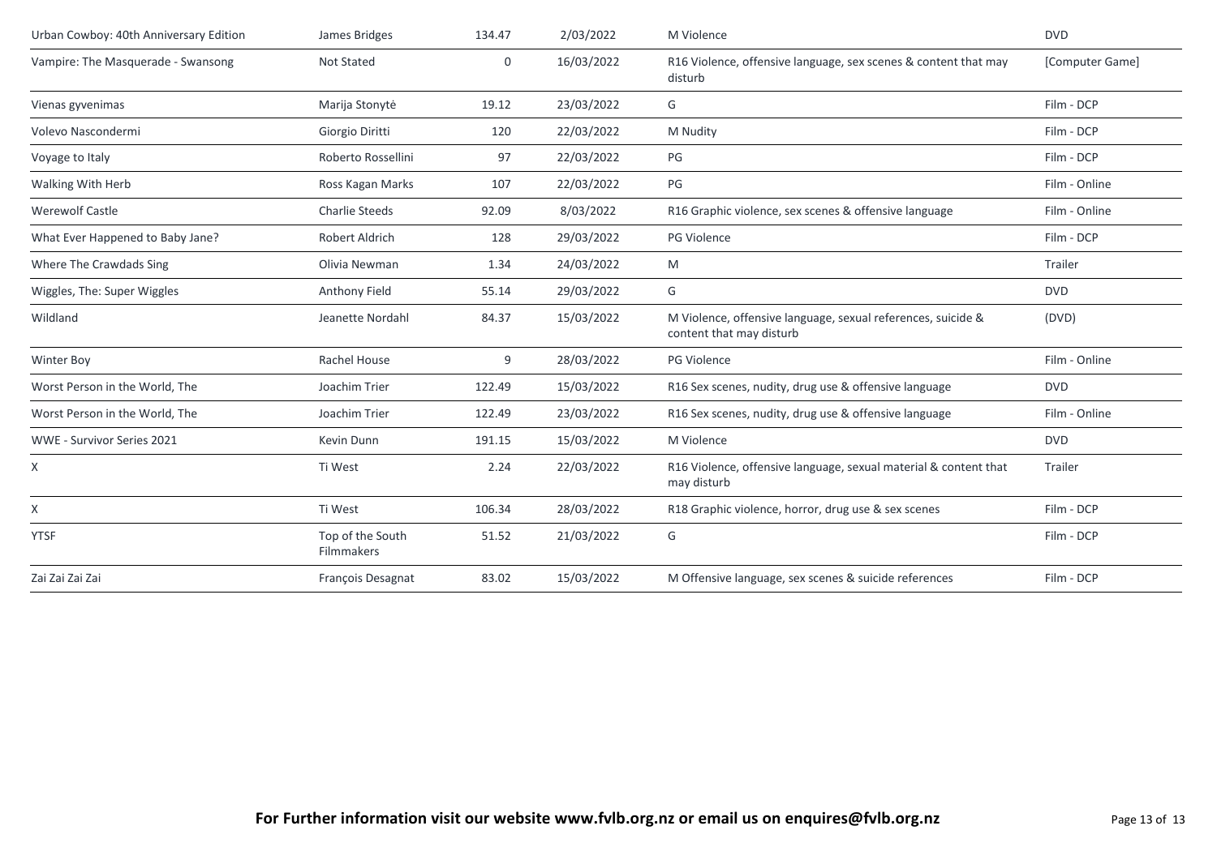| | | | | | |
|---|---|---|---|---|---|
| Urban Cowboy: 40th Anniversary Edition | James Bridges | 134.47 | 2/03/2022 | M Violence | DVD |
| Vampire: The Masquerade - Swansong | Not Stated | 0 | 16/03/2022 | R16 Violence, offensive language, sex scenes & content that may disturb | [Computer Game] |
| Vienas gyvenimas | Marija Stonytė | 19.12 | 23/03/2022 | G | Film - DCP |
| Volevo Nascondermi | Giorgio Diritti | 120 | 22/03/2022 | M Nudity | Film - DCP |
| Voyage to Italy | Roberto Rossellini | 97 | 22/03/2022 | PG | Film - DCP |
| Walking With Herb | Ross Kagan Marks | 107 | 22/03/2022 | PG | Film - Online |
| Werewolf Castle | Charlie Steeds | 92.09 | 8/03/2022 | R16 Graphic violence, sex scenes & offensive language | Film - Online |
| What Ever Happened to Baby Jane? | Robert Aldrich | 128 | 29/03/2022 | PG Violence | Film - DCP |
| Where The Crawdads Sing | Olivia Newman | 1.34 | 24/03/2022 | M | Trailer |
| Wiggles, The: Super Wiggles | Anthony Field | 55.14 | 29/03/2022 | G | DVD |
| Wildland | Jeanette Nordahl | 84.37 | 15/03/2022 | M Violence, offensive language, sexual references, suicide & content that may disturb | (DVD) |
| Winter Boy | Rachel House | 9 | 28/03/2022 | PG Violence | Film - Online |
| Worst Person in the World, The | Joachim Trier | 122.49 | 15/03/2022 | R16 Sex scenes, nudity, drug use & offensive language | DVD |
| Worst Person in the World, The | Joachim Trier | 122.49 | 23/03/2022 | R16 Sex scenes, nudity, drug use & offensive language | Film - Online |
| WWE - Survivor Series 2021 | Kevin Dunn | 191.15 | 15/03/2022 | M Violence | DVD |
| X | Ti West | 2.24 | 22/03/2022 | R16 Violence, offensive language, sexual material & content that may disturb | Trailer |
| X | Ti West | 106.34 | 28/03/2022 | R18 Graphic violence, horror, drug use & sex scenes | Film - DCP |
| YTSF | Top of the South Filmmakers | 51.52 | 21/03/2022 | G | Film - DCP |
| Zai Zai Zai Zai | François Desagnat | 83.02 | 15/03/2022 | M Offensive language, sex scenes & suicide references | Film - DCP |

**For Further information visit our website www.fvlb.org.nz or email us on enquires@fvlb.org.nz**